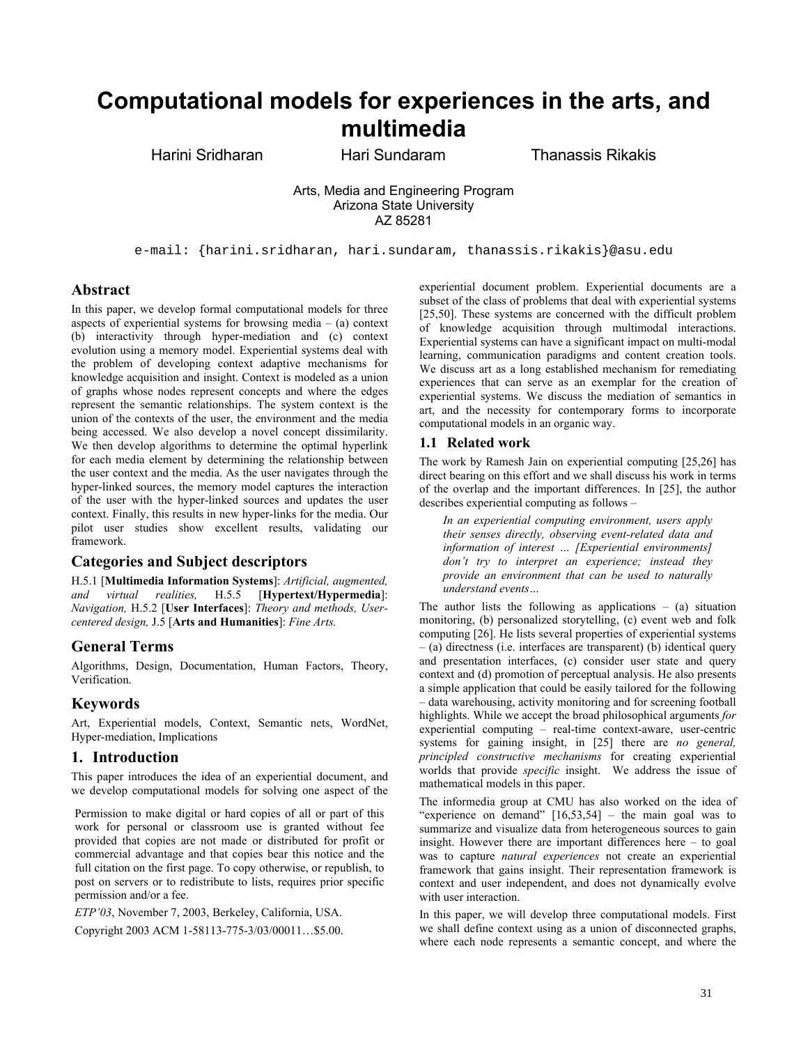# Computational models for experiences in the arts, and multimedia

Harini Sridharan Hari Sundaram Thanassis Rikakis

Arts, Media and Engineering Program
Arizona State University
AZ 85281

e-mail: {harini.sridharan, hari.sundaram, thanassis.rikakis}@asu.edu

## Abstract

In this paper, we develop formal computational models for three aspects of experiential systems for browsing media – (a) context (b) interactivity through hyper-mediation and (c) context evolution using a memory model. Experiential systems deal with the problem of developing context adaptive mechanisms for knowledge acquisition and insight. Context is modeled as a union of graphs whose nodes represent concepts and where the edges represent the semantic relationships. The system context is the union of the contexts of the user, the environment and the media being accessed. We also develop a novel concept dissimilarity. We then develop algorithms to determine the optimal hyperlink for each media element by determining the relationship between the user context and the media. As the user navigates through the hyper-linked sources, the memory model captures the interaction of the user with the hyper-linked sources and updates the user context. Finally, this results in new hyper-links for the media. Our pilot user studies show excellent results, validating our framework.

## Categories and Subject descriptors

H.5.1 [**Multimedia Information Systems**]: *Artificial, augmented, and virtual realities,* H.5.5 [**Hypertext/Hypermedia**]: *Navigation,* H.5.2 [**User Interfaces**]: *Theory and methods, User-centered design,* J.5 [**Arts and Humanities**]: *Fine Arts.*

## General Terms

Algorithms, Design, Documentation, Human Factors, Theory, Verification.

## Keywords

Art, Experiential models, Context, Semantic nets, WordNet, Hyper-mediation, Implications

## 1. Introduction

This paper introduces the idea of an experiential document, and we develop computational models for solving one aspect of the experiential document problem. Experiential documents are a subset of the class of problems that deal with experiential systems [25,50]. These systems are concerned with the difficult problem of knowledge acquisition through multimodal interactions. Experiential systems can have a significant impact on multi-modal learning, communication paradigms and content creation tools. We discuss art as a long established mechanism for remediating experiences that can serve as an exemplar for the creation of experiential systems. We discuss the mediation of semantics in art, and the necessity for contemporary forms to incorporate computational models in an organic way.

Permission to make digital or hard copies of all or part of this work for personal or classroom use is granted without fee provided that copies are not made or distributed for profit or commercial advantage and that copies bear this notice and the full citation on the first page. To copy otherwise, or republish, to post on servers or to redistribute to lists, requires prior specific permission and/or a fee.

*ETP'03*, November 7, 2003, Berkeley, California, USA.

Copyright 2003 ACM 1-58113-775-3/03/00011…$5.00.

### 1.1 Related work

The work by Ramesh Jain on experiential computing [25,26] has direct bearing on this effort and we shall discuss his work in terms of the overlap and the important differences. In [25], the author describes experiential computing as follows –

> *In an experiential computing environment, users apply their senses directly, observing event-related data and information of interest … [Experiential environments] don't try to interpret an experience; instead they provide an environment that can be used to naturally understand events…*

The author lists the following as applications – (a) situation monitoring, (b) personalized storytelling, (c) event web and folk computing [26]. He lists several properties of experiential systems – (a) directness (i.e. interfaces are transparent) (b) identical query and presentation interfaces, (c) consider user state and query context and (d) promotion of perceptual analysis. He also presents a simple application that could be easily tailored for the following – data warehousing, activity monitoring and for screening football highlights. While we accept the broad philosophical arguments *for* experiential computing – real-time context-aware, user-centric systems for gaining insight, in [25] there are *no general, principled constructive mechanisms* for creating experiential worlds that provide *specific* insight. We address the issue of mathematical models in this paper.

The informedia group at CMU has also worked on the idea of "experience on demand" [16,53,54] – the main goal was to summarize and visualize data from heterogeneous sources to gain insight. However there are important differences here – to goal was to capture *natural experiences* not create an experiential framework that gains insight. Their representation framework is context and user independent, and does not dynamically evolve with user interaction.

In this paper, we will develop three computational models. First we shall define context using as a union of disconnected graphs, where each node represents a semantic concept, and where the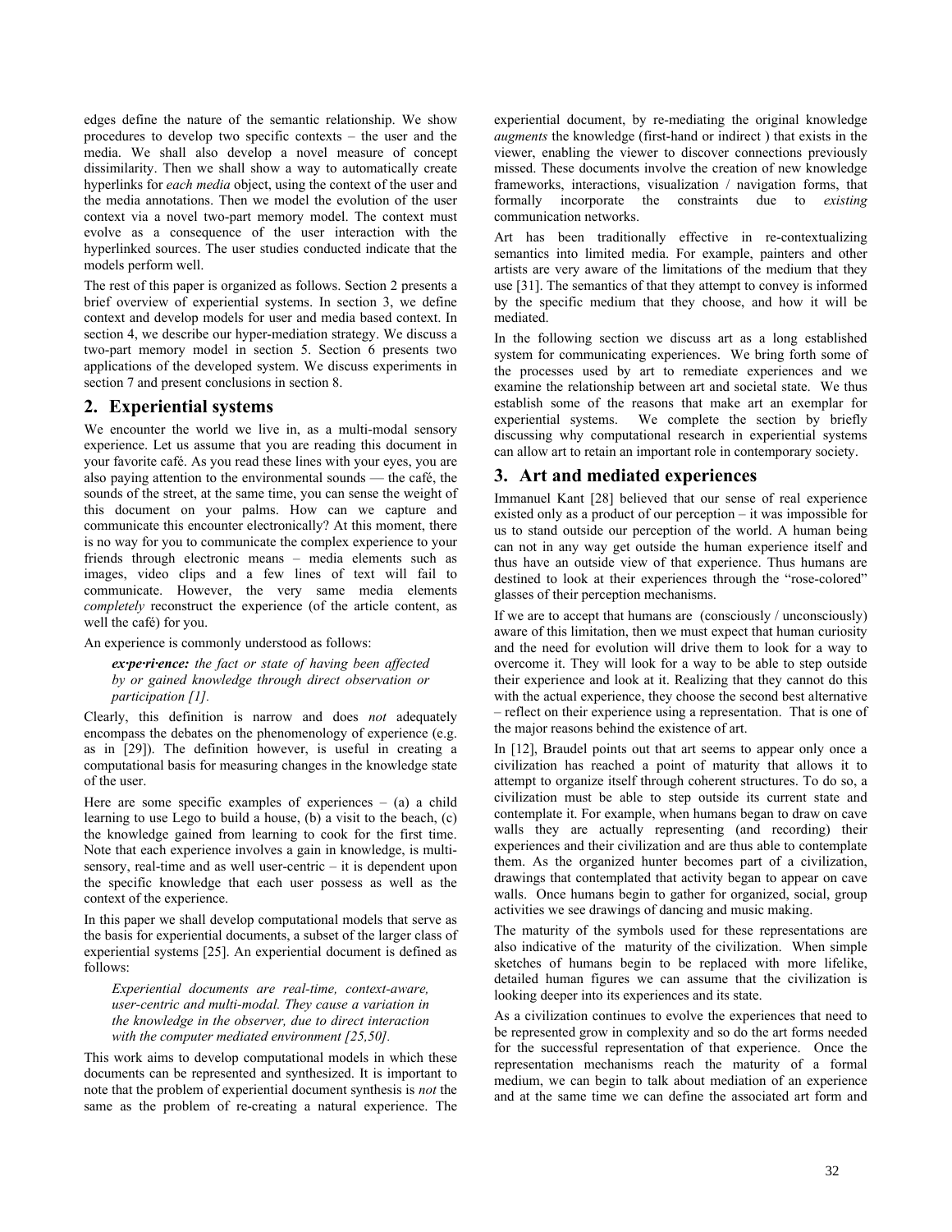edges define the nature of the semantic relationship. We show procedures to develop two specific contexts – the user and the media. We shall also develop a novel measure of concept dissimilarity. Then we shall show a way to automatically create hyperlinks for *each media* object, using the context of the user and the media annotations. Then we model the evolution of the user context via a novel two-part memory model. The context must evolve as a consequence of the user interaction with the hyperlinked sources. The user studies conducted indicate that the models perform well.

The rest of this paper is organized as follows. Section 2 presents a brief overview of experiential systems. In section 3, we define context and develop models for user and media based context. In section 4, we describe our hyper-mediation strategy. We discuss a two-part memory model in section 5. Section 6 presents two applications of the developed system. We discuss experiments in section 7 and present conclusions in section 8.

## 2. Experiential systems

We encounter the world we live in, as a multi-modal sensory experience. Let us assume that you are reading this document in your favorite café. As you read these lines with your eyes, you are also paying attention to the environmental sounds — the café, the sounds of the street, at the same time, you can sense the weight of this document on your palms. How can we capture and communicate this encounter electronically? At this moment, there is no way for you to communicate the complex experience to your friends through electronic means – media elements such as images, video clips and a few lines of text will fail to communicate. However, the very same media elements *completely* reconstruct the experience (of the article content, as well the café) for you.

An experience is commonly understood as follows:

> ***ex·pe·ri·ence:*** *the fact or state of having been affected by or gained knowledge through direct observation or participation [1].*

Clearly, this definition is narrow and does *not* adequately encompass the debates on the phenomenology of experience (e.g. as in [29]). The definition however, is useful in creating a computational basis for measuring changes in the knowledge state of the user.

Here are some specific examples of experiences – (a) a child learning to use Lego to build a house, (b) a visit to the beach, (c) the knowledge gained from learning to cook for the first time. Note that each experience involves a gain in knowledge, is multi-sensory, real-time and as well user-centric – it is dependent upon the specific knowledge that each user possess as well as the context of the experience.

In this paper we shall develop computational models that serve as the basis for experiential documents, a subset of the larger class of experiential systems [25]. An experiential document is defined as follows:

> *Experiential documents are real-time, context-aware, user-centric and multi-modal. They cause a variation in the knowledge in the observer, due to direct interaction with the computer mediated environment [25,50].*

This work aims to develop computational models in which these documents can be represented and synthesized. It is important to note that the problem of experiential document synthesis is *not* the same as the problem of re-creating a natural experience. The experiential document, by re-mediating the original knowledge *augments* the knowledge (first-hand or indirect ) that exists in the viewer, enabling the viewer to discover connections previously missed. These documents involve the creation of new knowledge frameworks, interactions, visualization / navigation forms, that formally incorporate the constraints due to *existing* communication networks.

Art has been traditionally effective in re-contextualizing semantics into limited media. For example, painters and other artists are very aware of the limitations of the medium that they use [31]. The semantics of that they attempt to convey is informed by the specific medium that they choose, and how it will be mediated.

In the following section we discuss art as a long established system for communicating experiences. We bring forth some of the processes used by art to remediate experiences and we examine the relationship between art and societal state. We thus establish some of the reasons that make art an exemplar for experiential systems. We complete the section by briefly discussing why computational research in experiential systems can allow art to retain an important role in contemporary society.

## 3. Art and mediated experiences

Immanuel Kant [28] believed that our sense of real experience existed only as a product of our perception – it was impossible for us to stand outside our perception of the world. A human being can not in any way get outside the human experience itself and thus have an outside view of that experience. Thus humans are destined to look at their experiences through the "rose-colored" glasses of their perception mechanisms.

If we are to accept that humans are (consciously / unconsciously) aware of this limitation, then we must expect that human curiosity and the need for evolution will drive them to look for a way to overcome it. They will look for a way to be able to step outside their experience and look at it. Realizing that they cannot do this with the actual experience, they choose the second best alternative – reflect on their experience using a representation. That is one of the major reasons behind the existence of art.

In [12], Braudel points out that art seems to appear only once a civilization has reached a point of maturity that allows it to attempt to organize itself through coherent structures. To do so, a civilization must be able to step outside its current state and contemplate it. For example, when humans began to draw on cave walls they are actually representing (and recording) their experiences and their civilization and are thus able to contemplate them. As the organized hunter becomes part of a civilization, drawings that contemplated that activity began to appear on cave walls. Once humans begin to gather for organized, social, group activities we see drawings of dancing and music making.

The maturity of the symbols used for these representations are also indicative of the maturity of the civilization. When simple sketches of humans begin to be replaced with more lifelike, detailed human figures we can assume that the civilization is looking deeper into its experiences and its state.

As a civilization continues to evolve the experiences that need to be represented grow in complexity and so do the art forms needed for the successful representation of that experience. Once the representation mechanisms reach the maturity of a formal medium, we can begin to talk about mediation of an experience and at the same time we can define the associated art form and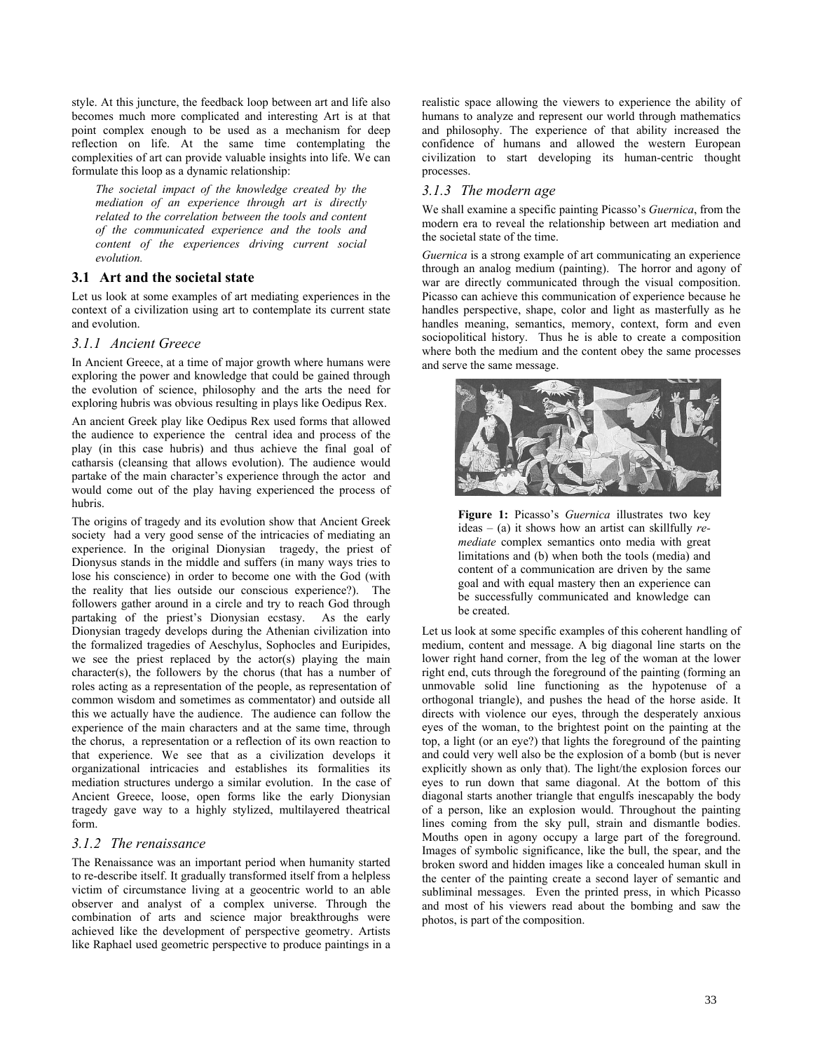style. At this juncture, the feedback loop between art and life also becomes much more complicated and interesting Art is at that point complex enough to be used as a mechanism for deep reflection on life. At the same time contemplating the complexities of art can provide valuable insights into life. We can formulate this loop as a dynamic relationship:

*The societal impact of the knowledge created by the mediation of an experience through art is directly related to the correlation between the tools and content of the communicated experience and the tools and content of the experiences driving current social evolution.*

## 3.1 Art and the societal state

Let us look at some examples of art mediating experiences in the context of a civilization using art to contemplate its current state and evolution.

### 3.1.1 Ancient Greece

In Ancient Greece, at a time of major growth where humans were exploring the power and knowledge that could be gained through the evolution of science, philosophy and the arts the need for exploring hubris was obvious resulting in plays like Oedipus Rex.

An ancient Greek play like Oedipus Rex used forms that allowed the audience to experience the central idea and process of the play (in this case hubris) and thus achieve the final goal of catharsis (cleansing that allows evolution). The audience would partake of the main character's experience through the actor and would come out of the play having experienced the process of hubris.

The origins of tragedy and its evolution show that Ancient Greek society had a very good sense of the intricacies of mediating an experience. In the original Dionysian tragedy, the priest of Dionysus stands in the middle and suffers (in many ways tries to lose his conscience) in order to become one with the God (with the reality that lies outside our conscious experience?). The followers gather around in a circle and try to reach God through partaking of the priest's Dionysian ecstasy. As the early Dionysian tragedy develops during the Athenian civilization into the formalized tragedies of Aeschylus, Sophocles and Euripides, we see the priest replaced by the actor(s) playing the main character(s), the followers by the chorus (that has a number of roles acting as a representation of the people, as representation of common wisdom and sometimes as commentator) and outside all this we actually have the audience. The audience can follow the experience of the main characters and at the same time, through the chorus, a representation or a reflection of its own reaction to that experience. We see that as a civilization develops it organizational intricacies and establishes its formalities its mediation structures undergo a similar evolution. In the case of Ancient Greece, loose, open forms like the early Dionysian tragedy gave way to a highly stylized, multilayered theatrical form.

### 3.1.2 The renaissance

The Renaissance was an important period when humanity started to re-describe itself. It gradually transformed itself from a helpless victim of circumstance living at a geocentric world to an able observer and analyst of a complex universe. Through the combination of arts and science major breakthroughs were achieved like the development of perspective geometry. Artists like Raphael used geometric perspective to produce paintings in a realistic space allowing the viewers to experience the ability of humans to analyze and represent our world through mathematics and philosophy. The experience of that ability increased the confidence of humans and allowed the western European civilization to start developing its human-centric thought processes.

### 3.1.3 The modern age

We shall examine a specific painting Picasso's *Guernica*, from the modern era to reveal the relationship between art mediation and the societal state of the time.

*Guernica* is a strong example of art communicating an experience through an analog medium (painting). The horror and agony of war are directly communicated through the visual composition. Picasso can achieve this communication of experience because he handles perspective, shape, color and light as masterfully as he handles meaning, semantics, memory, context, form and even sociopolitical history. Thus he is able to create a composition where both the medium and the content obey the same processes and serve the same message.

**Figure 1:** Picasso's *Guernica* illustrates two key ideas – (a) it shows how an artist can skillfully *re-mediate* complex semantics onto media with great limitations and (b) when both the tools (media) and content of a communication are driven by the same goal and with equal mastery then an experience can be successfully communicated and knowledge can be created.

Let us look at some specific examples of this coherent handling of medium, content and message. A big diagonal line starts on the lower right hand corner, from the leg of the woman at the lower right end, cuts through the foreground of the painting (forming an unmovable solid line functioning as the hypotenuse of a orthogonal triangle), and pushes the head of the horse aside. It directs with violence our eyes, through the desperately anxious eyes of the woman, to the brightest point on the painting at the top, a light (or an eye?) that lights the foreground of the painting and could very well also be the explosion of a bomb (but is never explicitly shown as only that). The light/the explosion forces our eyes to run down that same diagonal. At the bottom of this diagonal starts another triangle that engulfs inescapably the body of a person, like an explosion would. Throughout the painting lines coming from the sky pull, strain and dismantle bodies. Mouths open in agony occupy a large part of the foreground. Images of symbolic significance, like the bull, the spear, and the broken sword and hidden images like a concealed human skull in the center of the painting create a second layer of semantic and subliminal messages. Even the printed press, in which Picasso and most of his viewers read about the bombing and saw the photos, is part of the composition.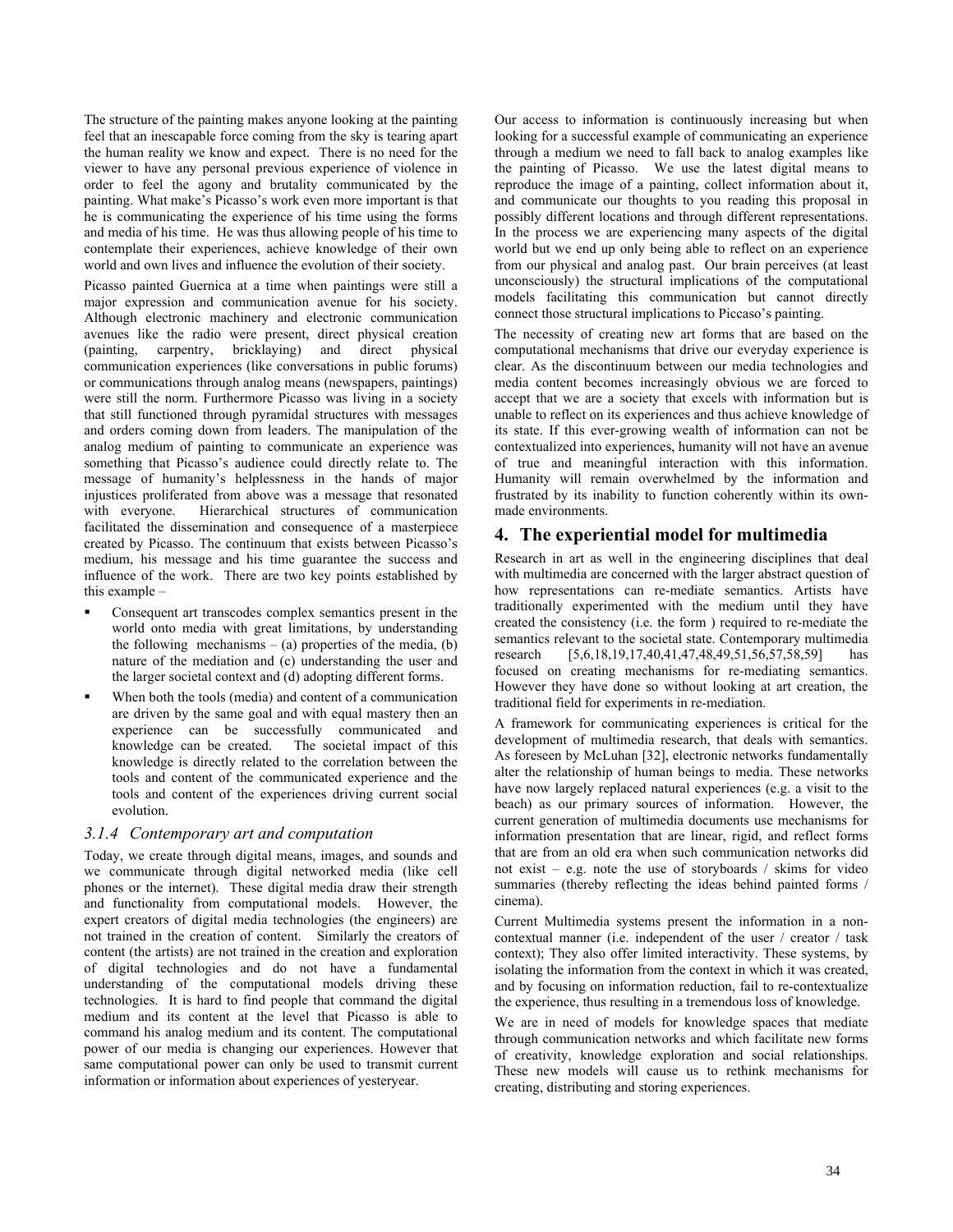The structure of the painting makes anyone looking at the painting feel that an inescapable force coming from the sky is tearing apart the human reality we know and expect. There is no need for the viewer to have any personal previous experience of violence in order to feel the agony and brutality communicated by the painting. What make's Picasso's work even more important is that he is communicating the experience of his time using the forms and media of his time. He was thus allowing people of his time to contemplate their experiences, achieve knowledge of their own world and own lives and influence the evolution of their society.

Picasso painted Guernica at a time when paintings were still a major expression and communication avenue for his society. Although electronic machinery and electronic communication avenues like the radio were present, direct physical creation (painting, carpentry, bricklaying) and direct physical communication experiences (like conversations in public forums) or communications through analog means (newspapers, paintings) were still the norm. Furthermore Picasso was living in a society that still functioned through pyramidal structures with messages and orders coming down from leaders. The manipulation of the analog medium of painting to communicate an experience was something that Picasso's audience could directly relate to. The message of humanity's helplessness in the hands of major injustices proliferated from above was a message that resonated with everyone. Hierarchical structures of communication facilitated the dissemination and consequence of a masterpiece created by Picasso. The continuum that exists between Picasso's medium, his message and his time guarantee the success and influence of the work. There are two key points established by this example –

- Consequent art transcodes complex semantics present in the world onto media with great limitations, by understanding the following mechanisms – (a) properties of the media, (b) nature of the mediation and (c) understanding the user and the larger societal context and (d) adopting different forms.
- When both the tools (media) and content of a communication are driven by the same goal and with equal mastery then an experience can be successfully communicated and knowledge can be created. The societal impact of this knowledge is directly related to the correlation between the tools and content of the communicated experience and the tools and content of the experiences driving current social evolution.

### *3.1.4 Contemporary art and computation*

Today, we create through digital means, images, and sounds and we communicate through digital networked media (like cell phones or the internet). These digital media draw their strength and functionality from computational models. However, the expert creators of digital media technologies (the engineers) are not trained in the creation of content. Similarly the creators of content (the artists) are not trained in the creation and exploration of digital technologies and do not have a fundamental understanding of the computational models driving these technologies. It is hard to find people that command the digital medium and its content at the level that Picasso is able to command his analog medium and its content. The computational power of our media is changing our experiences. However that same computational power can only be used to transmit current information or information about experiences of yesteryear.

Our access to information is continuously increasing but when looking for a successful example of communicating an experience through a medium we need to fall back to analog examples like the painting of Picasso. We use the latest digital means to reproduce the image of a painting, collect information about it, and communicate our thoughts to you reading this proposal in possibly different locations and through different representations. In the process we are experiencing many aspects of the digital world but we end up only being able to reflect on an experience from our physical and analog past. Our brain perceives (at least unconsciously) the structural implications of the computational models facilitating this communication but cannot directly connect those structural implications to Piccaso's painting.

The necessity of creating new art forms that are based on the computational mechanisms that drive our everyday experience is clear. As the discontinuum between our media technologies and media content becomes increasingly obvious we are forced to accept that we are a society that excels with information but is unable to reflect on its experiences and thus achieve knowledge of its state. If this ever-growing wealth of information can not be contextualized into experiences, humanity will not have an avenue of true and meaningful interaction with this information. Humanity will remain overwhelmed by the information and frustrated by its inability to function coherently within its own-made environments.

## 4. The experiential model for multimedia

Research in art as well in the engineering disciplines that deal with multimedia are concerned with the larger abstract question of how representations can re-mediate semantics. Artists have traditionally experimented with the medium until they have created the consistency (i.e. the form ) required to re-mediate the semantics relevant to the societal state. Contemporary multimedia research [5,6,18,19,17,40,41,47,48,49,51,56,57,58,59] has focused on creating mechanisms for re-mediating semantics. However they have done so without looking at art creation, the traditional field for experiments in re-mediation.

A framework for communicating experiences is critical for the development of multimedia research, that deals with semantics. As foreseen by McLuhan [32], electronic networks fundamentally alter the relationship of human beings to media. These networks have now largely replaced natural experiences (e.g. a visit to the beach) as our primary sources of information. However, the current generation of multimedia documents use mechanisms for information presentation that are linear, rigid, and reflect forms that are from an old era when such communication networks did not exist – e.g. note the use of storyboards / skims for video summaries (thereby reflecting the ideas behind painted forms / cinema).

Current Multimedia systems present the information in a non-contextual manner (i.e. independent of the user / creator / task context); They also offer limited interactivity. These systems, by isolating the information from the context in which it was created, and by focusing on information reduction, fail to re-contextualize the experience, thus resulting in a tremendous loss of knowledge.

We are in need of models for knowledge spaces that mediate through communication networks and which facilitate new forms of creativity, knowledge exploration and social relationships. These new models will cause us to rethink mechanisms for creating, distributing and storing experiences.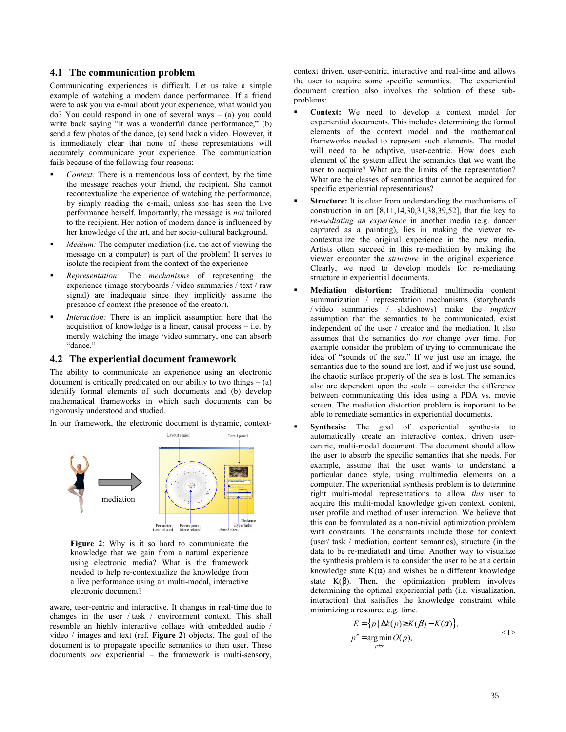### 4.1 The communication problem

Communicating experiences is difficult. Let us take a simple example of watching a modern dance performance. If a friend were to ask you via e-mail about your experience, what would you do? You could respond in one of several ways – (a) you could write back saying "it was a wonderful dance performance," (b) send a few photos of the dance, (c) send back a video. However, it is immediately clear that none of these representations will accurately communicate your experience. The communication fails because of the following four reasons:

- *Context:* There is a tremendous loss of context, by the time the message reaches your friend, the recipient. She cannot recontextualize the experience of watching the performance, by simply reading the e-mail, unless she has seen the live performance herself. Importantly, the message is *not* tailored to the recipient. Her notion of modern dance is influenced by her knowledge of the art, and her socio-cultural background.
- *Medium:* The computer mediation (i.e. the act of viewing the message on a computer) is part of the problem! It serves to isolate the recipient from the context of the experience
- *Representation:* The *mechanisms* of representing the experience (image storyboards / video summaries / text / raw signal) are inadequate since they implicitly assume the presence of context (the presence of the creator).
- *Interaction:* There is an implicit assumption here that the acquisition of knowledge is a linear, causal process – i.e. by merely watching the image /video summary, one can absorb "dance."

### 4.2 The experiential document framework

The ability to communicate an experience using an electronic document is critically predicated on our ability to two things – (a) identify formal elements of such documents and (b) develop mathematical frameworks in which such documents can be rigorously understood and studied.

In our framework, the electronic document is dynamic, context-aware, user-centric and interactive. It changes in real-time due to changes in the user / task / environment context. This shall resemble an highly interactive collage with embedded audio / video / images and text (ref. **Figure 2**) objects. The goal of the document is to propagate specific semantics to then user. These documents *are* experiential – the framework is multi-sensory, context driven, user-centric, interactive and real-time and allows the user to acquire some specific semantics. The experiential document creation also involves the solution of these sub-problems:

**Figure 2**: Why is it so hard to communicate the knowledge that we gain from a natural experience using electronic media? What is the framework needed to help re-contextualize the knowledge from a live performance using an multi-modal, interactive electronic document?

- **Context:** We need to develop a context model for experiential documents. This includes determining the formal elements of the context model and the mathematical frameworks needed to represent such elements. The model will need to be adaptive, user-centric. How does each element of the system affect the semantics that we want the user to acquire? What are the limits of the representation? What are the classes of semantics that cannot be acquired for specific experiential representations?
- **Structure:** It is clear from understanding the mechanisms of construction in art [8,11,14,30,31,38,39,52], that the key to *re-mediating an experience* in another media (e.g. dancer captured as a painting), lies in making the viewer re-contextualize the original experience in the new media. Artists often succeed in this re-mediation by making the viewer encounter the *structure* in the original experience. Clearly, we need to develop models for re-mediating structure in experiential documents.
- **Mediation distortion:** Traditional multimedia content summarization / representation mechanisms (storyboards / video summaries / slideshows) make the *implicit* assumption that the semantics to be communicated, exist independent of the user / creator and the mediation. It also assumes that the semantics do *not* change over time. For example consider the problem of trying to communicate the idea of "sounds of the sea." If we just use an image, the semantics due to the sound are lost, and if we just use sound, the chaotic surface property of the sea is lost. The semantics also are dependent upon the scale – consider the difference between communicating this idea using a PDA vs. movie screen. The mediation distortion problem is important to be able to remediate semantics in experiential documents.
- **Synthesis:** The goal of experiential synthesis to automatically create an interactive context driven user-centric, multi-modal document. The document should allow the user to absorb the specific semantics that she needs. For example, assume that the user wants to understand a particular dance style, using multimedia elements on a computer. The experiential synthesis problem is to determine right multi-modal representations to allow *this* user to acquire this multi-modal knowledge given context, content, user profile and method of user interaction. We believe that this can be formulated as a non-trivial optimization problem with constraints. The constraints include those for context (user/ task / mediation, content semantics), structure (in the data to be re-mediated) and time. Another way to visualize the synthesis problem is to consider the user to be at a certain knowledge state $K(\alpha)$ and wishes be a different knowledge state $K(\beta)$. Then, the optimization problem involves determining the optimal experiential path (i.e. visualization, interaction) that satisfies the knowledge constraint while minimizing a resource e.g. time.

$$E = \{ p \mid \Delta k(p) \geq K(\beta) - K(\alpha) \},$$
$$p^* = \arg\min_{p \in E} O(p), \quad <1>$$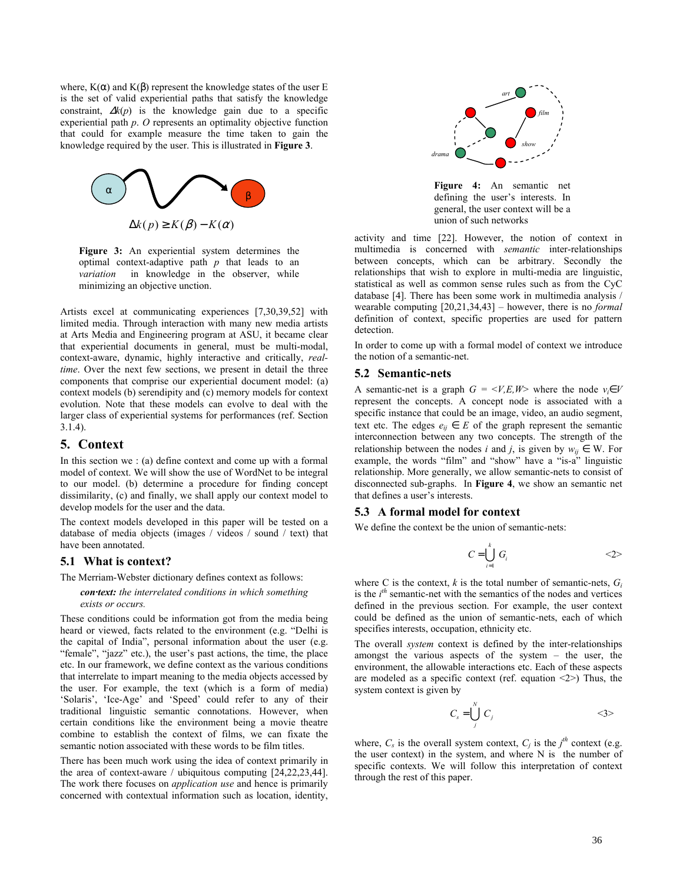where, K(α) and K(β) represent the knowledge states of the user E is the set of valid experiential paths that satisfy the knowledge constraint, $\Delta k(p)$ is the knowledge gain due to a specific experiential path *p*. *O* represents an optimality objective function that could for example measure the time taken to gain the knowledge required by the user. This is illustrated in **Figure 3**.

$$\Delta k(p) \geq K(\beta) - K(\alpha)$$

**Figure 3:** An experiential system determines the optimal context-adaptive path *p* that leads to an *variation* in knowledge in the observer, while minimizing an objective unction.

Artists excel at communicating experiences [7,30,39,52] with limited media. Through interaction with many new media artists at Arts Media and Engineering program at ASU, it became clear that experiential documents in general, must be multi-modal, context-aware, dynamic, highly interactive and critically, *real-time*. Over the next few sections, we present in detail the three components that comprise our experiential document model: (a) context models (b) serendipity and (c) memory models for context evolution. Note that these models can evolve to deal with the larger class of experiential systems for performances (ref. Section 3.1.4).

## 5. Context

In this section we : (a) define context and come up with a formal model of context. We will show the use of WordNet to be integral to our model. (b) determine a procedure for finding concept dissimilarity, (c) and finally, we shall apply our context model to develop models for the user and the data.

The context models developed in this paper will be tested on a database of media objects (images / videos / sound / text) that have been annotated.

### 5.1 What is context?

The Merriam-Webster dictionary defines context as follows:

> ***con·text:*** *the interrelated conditions in which something exists or occurs.*

These conditions could be information got from the media being heard or viewed, facts related to the environment (e.g. "Delhi is the capital of India", personal information about the user (e.g. "female", "jazz" etc.), the user's past actions, the time, the place etc. In our framework, we define context as the various conditions that interrelate to impart meaning to the media objects accessed by the user. For example, the text (which is a form of media) 'Solaris', 'Ice-Age' and 'Speed' could refer to any of their traditional linguistic semantic connotations. However, when certain conditions like the environment being a movie theatre combine to establish the context of films, we can fixate the semantic notion associated with these words to be film titles.

There has been much work using the idea of context primarily in the area of context-aware / ubiquitous computing [24,22,23,44]. The work there focuses on *application use* and hence is primarily concerned with contextual information such as location, identity, activity and time [22]. However, the notion of context in multimedia is concerned with *semantic* inter-relationships between concepts, which can be arbitrary. Secondly the relationships that wish to explore in multi-media are linguistic, statistical as well as common sense rules such as from the CyC database [4]. There has been some work in multimedia analysis / wearable computing [20,21,34,43] – however, there is no *formal* definition of context, specific properties are used for pattern detection.

**Figure 4:** An semantic net defining the user's interests. In general, the user context will be a union of such networks

In order to come up with a formal model of context we introduce the notion of a semantic-net.

### 5.2 Semantic-nets

A semantic-net is a graph $G = \langle V,E,W \rangle$ where the node $v_i \in V$ represent the concepts. A concept node is associated with a specific instance that could be an image, video, an audio segment, text etc. The edges $e_{ij} \in E$ of the graph represent the semantic interconnection between any two concepts. The strength of the relationship between the nodes *i* and *j*, is given by $w_{ij} \in$ W. For example, the words "film" and "show" have a "is-a" linguistic relationship. More generally, we allow semantic-nets to consist of disconnected sub-graphs. In **Figure 4**, we show an semantic net that defines a user's interests.

### 5.3 A formal model for context

We define the context be the union of semantic-nets:

$$C = \bigcup_{i=1}^{k} G_i \qquad \text{<2>}$$

where C is the context, *k* is the total number of semantic-nets, $G_i$ is the $i^{th}$ semantic-net with the semantics of the nodes and vertices defined in the previous section. For example, the user context could be defined as the union of semantic-nets, each of which specifies interests, occupation, ethnicity etc.

The overall *system* context is defined by the inter-relationships amongst the various aspects of the system – the user, the environment, the allowable interactions etc. Each of these aspects are modeled as a specific context (ref. equation <2>) Thus, the system context is given by

$$C_s = \bigcup_{j}^{N} C_j \qquad \text{<3>}$$

where, $C_s$ is the overall system context, $C_j$ is the $j^{th}$ context (e.g. the user context) in the system, and where N is the number of specific contexts. We will follow this interpretation of context through the rest of this paper.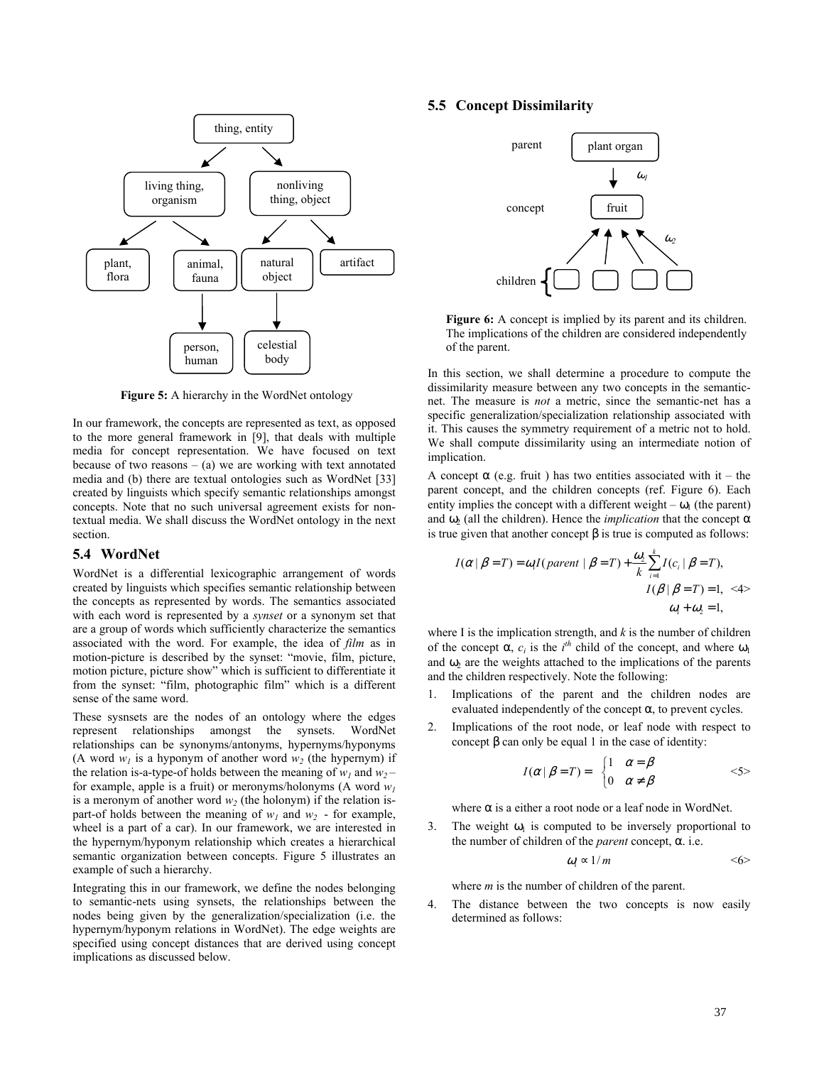**Figure 5:** A hierarchy in the WordNet ontology

In our framework, the concepts are represented as text, as opposed to the more general framework in [9], that deals with multiple media for concept representation. We have focused on text because of two reasons – (a) we are working with text annotated media and (b) there are textual ontologies such as WordNet [33] created by linguists which specify semantic relationships amongst concepts. Note that no such universal agreement exists for non-textual media. We shall discuss the WordNet ontology in the next section.

## 5.4 WordNet

WordNet is a differential lexicographic arrangement of words created by linguists which specifies semantic relationship between the concepts as represented by words. The semantics associated with each word is represented by a *synset* or a synonym set that are a group of words which sufficiently characterize the semantics associated with the word. For example, the idea of *film* as in motion-picture is described by the synset: "movie, film, picture, motion picture, picture show" which is sufficient to differentiate it from the synset: "film, photographic film" which is a different sense of the same word.

These sysnsets are the nodes of an ontology where the edges represent relationships amongst the synsets. WordNet relationships can be synonyms/antonyms, hypernyms/hyponyms (A word $w_1$ is a hyponym of another word $w_2$ (the hypernym) if the relation is-a-type-of holds between the meaning of $w_1$ and $w_2$ – for example, apple is a fruit) or meronyms/holonyms (A word $w_1$ is a meronym of another word $w_2$ (the holonym) if the relation is-part-of holds between the meaning of $w_1$ and $w_2$ - for example, wheel is a part of a car). In our framework, we are interested in the hypernym/hyponym relationship which creates a hierarchical semantic organization between concepts. Figure 5 illustrates an example of such a hierarchy.

Integrating this in our framework, we define the nodes belonging to semantic-nets using synsets, the relationships between the nodes being given by the generalization/specialization (i.e. the hypernym/hyponym relations in WordNet). The edge weights are specified using concept distances that are derived using concept implications as discussed below.

## 5.5 Concept Dissimilarity

**Figure 6:** A concept is implied by its parent and its children. The implications of the children are considered independently of the parent.

In this section, we shall determine a procedure to compute the dissimilarity measure between any two concepts in the semantic-net. The measure is *not* a metric, since the semantic-net has a specific generalization/specialization relationship associated with it. This causes the symmetry requirement of a metric not to hold. We shall compute dissimilarity using an intermediate notion of implication.

A concept $\alpha$ (e.g. fruit ) has two entities associated with it – the parent concept, and the children concepts (ref. Figure 6). Each entity implies the concept with a different weight – $\omega_1$ (the parent) and $\omega_2$ (all the children). Hence the *implication* that the concept $\alpha$ is true given that another concept $\beta$ is true is computed as follows:

$$
\begin{aligned}
I(\alpha \mid \beta = T) &= \omega_1 I(parent \mid \beta = T) + \frac{\omega_2}{k}\sum_{i=1}^{k} I(c_i \mid \beta = T), \\
I(\beta \mid \beta = T) &= 1, \quad \langle 4 \rangle \\
\omega_1 + \omega_2 &= 1,
\end{aligned}
$$

where I is the implication strength, and $k$ is the number of children of the concept $\alpha$, $c_i$ is the $i^{th}$ child of the concept, and where $\omega_1$ and $\omega_2$ are the weights attached to the implications of the parents and the children respectively. Note the following:

1. Implications of the parent and the children nodes are evaluated independently of the concept $\alpha$, to prevent cycles.
2. Implications of the root node, or leaf node with respect to concept $\beta$ can only be equal 1 in the case of identity:

   $$I(\alpha \mid \beta = T) = \begin{cases} 1 & \alpha = \beta \\ 0 & \alpha \neq \beta \end{cases} \qquad \langle 5 \rangle$$

   where $\alpha$ is a either a root node or a leaf node in WordNet.
3. The weight $\omega_1$ is computed to be inversely proportional to the number of children of the *parent* concept, $\alpha$. i.e.

   $$\omega_1 \propto 1/m \qquad \langle 6 \rangle$$

   where $m$ is the number of children of the parent.
4. The distance between the two concepts is now easily determined as follows: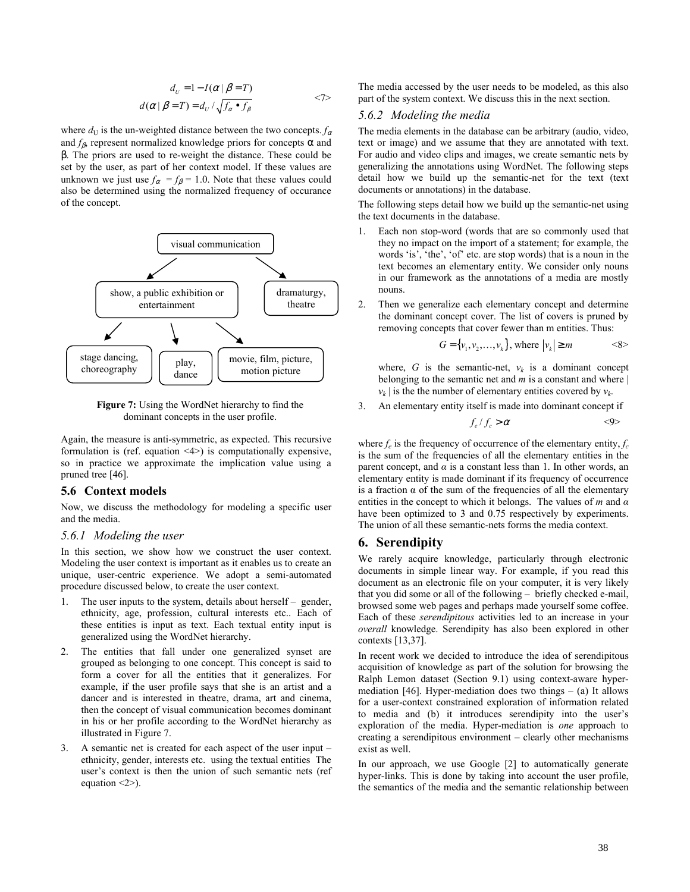$$d_U = 1 - I(\alpha \mid \beta = T)$$
$$d(\alpha \mid \beta = T) = d_U / \sqrt{f_\alpha \bullet f_\beta} \qquad \text{<7>}$$

where $d_U$ is the un-weighted distance between the two concepts. $f_\alpha$ and $f_\beta$, represent normalized knowledge priors for concepts α and β. The priors are used to re-weight the distance. These could be set by the user, as part of her context model. If these values are unknown we just use $f_\alpha = f_\beta = 1.0$. Note that these values could also be determined using the normalized frequency of occurance of the concept.

visual communication → show, a public exhibition or entertainment; dramaturgy, theatre
show, a public exhibition or entertainment → stage dancing, choreography; play, dance; movie, film, picture, motion picture

**Figure 7:** Using the WordNet hierarchy to find the dominant concepts in the user profile.

Again, the measure is anti-symmetric, as expected. This recursive formulation is (ref. equation <4>) is computationally expensive, so in practice we approximate the implication value using a pruned tree [46].

## 5.6 Context models

Now, we discuss the methodology for modeling a specific user and the media.

### *5.6.1 Modeling the user*

In this section, we show how we construct the user context. Modeling the user context is important as it enables us to create an unique, user-centric experience. We adopt a semi-automated procedure discussed below, to create the user context.

1. The user inputs to the system, details about herself – gender, ethnicity, age, profession, cultural interests etc.. Each of these entities is input as text. Each textual entity input is generalized using the WordNet hierarchy.
2. The entities that fall under one generalized synset are grouped as belonging to one concept. This concept is said to form a cover for all the entities that it generalizes. For example, if the user profile says that she is an artist and a dancer and is interested in theatre, drama, art and cinema, then the concept of visual communication becomes dominant in his or her profile according to the WordNet hierarchy as illustrated in Figure 7.
3. A semantic net is created for each aspect of the user input – ethnicity, gender, interests etc. using the textual entities The user's context is then the union of such semantic nets (ref equation <2>).

The media accessed by the user needs to be modeled, as this also part of the system context. We discuss this in the next section.

### *5.6.2 Modeling the media*

The media elements in the database can be arbitrary (audio, video, text or image) and we assume that they are annotated with text. For audio and video clips and images, we create semantic nets by generalizing the annotations using WordNet. The following steps detail how we build up the semantic-net for the text (text documents or annotations) in the database.

The following steps detail how we build up the semantic-net using the text documents in the database.

1. Each non stop-word (words that are so commonly used that they no impact on the import of a statement; for example, the words 'is', 'the', 'of' etc. are stop words) that is a noun in the text becomes an elementary entity. We consider only nouns in our framework as the annotations of a media are mostly nouns.
2. Then we generalize each elementary concept and determine the dominant concept cover. The list of covers is pruned by removing concepts that cover fewer than m entities. Thus:

   $$G = \{v_1, v_2, \ldots, v_k\}, \text{ where } |v_k| \geq m \qquad \text{<8>}$$

   where, $G$ is the semantic-net, $v_k$ is a dominant concept belonging to the semantic net and $m$ is a constant and where $|v_k|$ is the the number of elementary entities covered by $v_k$.
3. An elementary entity itself is made into dominant concept if

   $$f_e / f_c > \alpha \qquad \text{<9>}$$

where $f_e$ is the frequency of occurrence of the elementary entity, $f_c$ is the sum of the frequencies of all the elementary entities in the parent concept, and $\alpha$ is a constant less than 1. In other words, an elementary entity is made dominant if its frequency of occurrence is a fraction α of the sum of the frequencies of all the elementary entities in the concept to which it belongs. The values of $m$ and $\alpha$ have been optimized to 3 and 0.75 respectively by experiments. The union of all these semantic-nets forms the media context.

# 6. Serendipity

We rarely acquire knowledge, particularly through electronic documents in simple linear way. For example, if you read this document as an electronic file on your computer, it is very likely that you did some or all of the following – briefly checked e-mail, browsed some web pages and perhaps made yourself some coffee. Each of these *serendipitous* activities led to an increase in your *overall* knowledge. Serendipity has also been explored in other contexts [13,37].

In recent work we decided to introduce the idea of serendipitous acquisition of knowledge as part of the solution for browsing the Ralph Lemon dataset (Section 9.1) using context-aware hyper-mediation [46]. Hyper-mediation does two things – (a) It allows for a user-context constrained exploration of information related to media and (b) it introduces serendipity into the user's exploration of the media. Hyper-mediation is *one* approach to creating a serendipitous environment – clearly other mechanisms exist as well.

In our approach, we use Google [2] to automatically generate hyper-links. This is done by taking into account the user profile, the semantics of the media and the semantic relationship between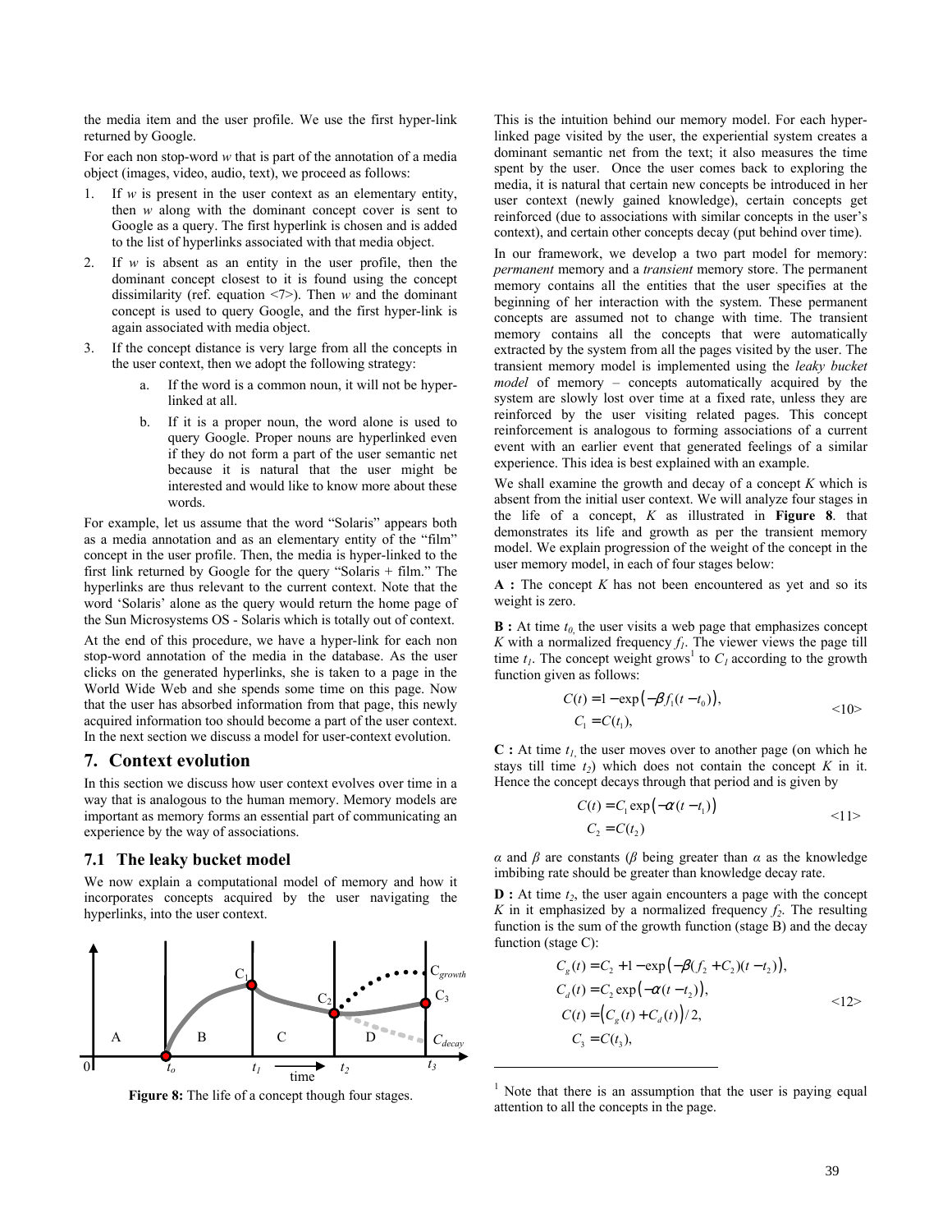the media item and the user profile. We use the first hyper-link returned by Google.

For each non stop-word *w* that is part of the annotation of a media object (images, video, audio, text), we proceed as follows:

1. If *w* is present in the user context as an elementary entity, then *w* along with the dominant concept cover is sent to Google as a query. The first hyperlink is chosen and is added to the list of hyperlinks associated with that media object.
2. If *w* is absent as an entity in the user profile, then the dominant concept closest to it is found using the concept dissimilarity (ref. equation <7>). Then *w* and the dominant concept is used to query Google, and the first hyper-link is again associated with media object.
3. If the concept distance is very large from all the concepts in the user context, then we adopt the following strategy:
   a. If the word is a common noun, it will not be hyper-linked at all.
   b. If it is a proper noun, the word alone is used to query Google. Proper nouns are hyperlinked even if they do not form a part of the user semantic net because it is natural that the user might be interested and would like to know more about these words.

For example, let us assume that the word "Solaris" appears both as a media annotation and as an elementary entity of the "film" concept in the user profile. Then, the media is hyper-linked to the first link returned by Google for the query "Solaris + film." The hyperlinks are thus relevant to the current context. Note that the word 'Solaris' alone as the query would return the home page of the Sun Microsystems OS - Solaris which is totally out of context.

At the end of this procedure, we have a hyper-link for each non stop-word annotation of the media in the database. As the user clicks on the generated hyperlinks, she is taken to a page in the World Wide Web and she spends some time on this page. Now that the user has absorbed information from that page, this newly acquired information too should become a part of the user context. In the next section we discuss a model for user-context evolution.

## 7. Context evolution

In this section we discuss how user context evolves over time in a way that is analogous to the human memory. Memory models are important as memory forms an essential part of communicating an experience by the way of associations.

### 7.1 The leaky bucket model

We now explain a computational model of memory and how it incorporates concepts acquired by the user navigating the hyperlinks, into the user context.

**Figure 8:** The life of a concept though four stages.

This is the intuition behind our memory model. For each hyper-linked page visited by the user, the experiential system creates a dominant semantic net from the text; it also measures the time spent by the user. Once the user comes back to exploring the media, it is natural that certain new concepts be introduced in her user context (newly gained knowledge), certain concepts get reinforced (due to associations with similar concepts in the user's context), and certain other concepts decay (put behind over time).

In our framework, we develop a two part model for memory: *permanent* memory and a *transient* memory store. The permanent memory contains all the entities that the user specifies at the beginning of her interaction with the system. These permanent concepts are assumed not to change with time. The transient memory contains all the concepts that were automatically extracted by the system from all the pages visited by the user. The transient memory model is implemented using the *leaky bucket model* of memory – concepts automatically acquired by the system are slowly lost over time at a fixed rate, unless they are reinforced by the user visiting related pages. This concept reinforcement is analogous to forming associations of a current event with an earlier event that generated feelings of a similar experience. This idea is best explained with an example.

We shall examine the growth and decay of a concept *K* which is absent from the initial user context. We will analyze four stages in the life of a concept, *K* as illustrated in **Figure 8**. that demonstrates its life and growth as per the transient memory model. We explain progression of the weight of the concept in the user memory model, in each of four stages below:

**A :** The concept *K* has not been encountered as yet and so its weight is zero.

**B :** At time $t_0$, the user visits a web page that emphasizes concept *K* with a normalized frequency $f_1$. The viewer views the page till time $t_1$. The concept weight grows[1] to $C_1$ according to the growth function given as follows:

$$C(t) = 1 - \exp\left(-\beta f_1 (t - t_0)\right),$$
$$C_1 = C(t_1), \qquad <10>$$

**C :** At time $t_1$, the user moves over to another page (on which he stays till time $t_2$) which does not contain the concept *K* in it. Hence the concept decays through that period and is given by

$$C(t) = C_1 \exp\left(-\alpha (t - t_1)\right)$$
$$C_2 = C(t_2) \qquad <11>$$

*α* and *β* are constants (*β* being greater than *α* as the knowledge imbibing rate should be greater than knowledge decay rate.

**D :** At time $t_2$, the user again encounters a page with the concept *K* in it emphasized by a normalized frequency $f_2$. The resulting function is the sum of the growth function (stage B) and the decay function (stage C):

$$C_g(t) = C_2 + 1 - \exp\left(-\beta (f_2 + C_2)(t - t_2)\right),$$
$$C_d(t) = C_2 \exp\left(-\alpha (t - t_2)\right),$$
$$C(t) = \left(C_g(t) + C_d(t)\right)/2, \qquad <12>$$
$$C_3 = C(t_3),$$

[1] Note that there is an assumption that the user is paying equal attention to all the concepts in the page.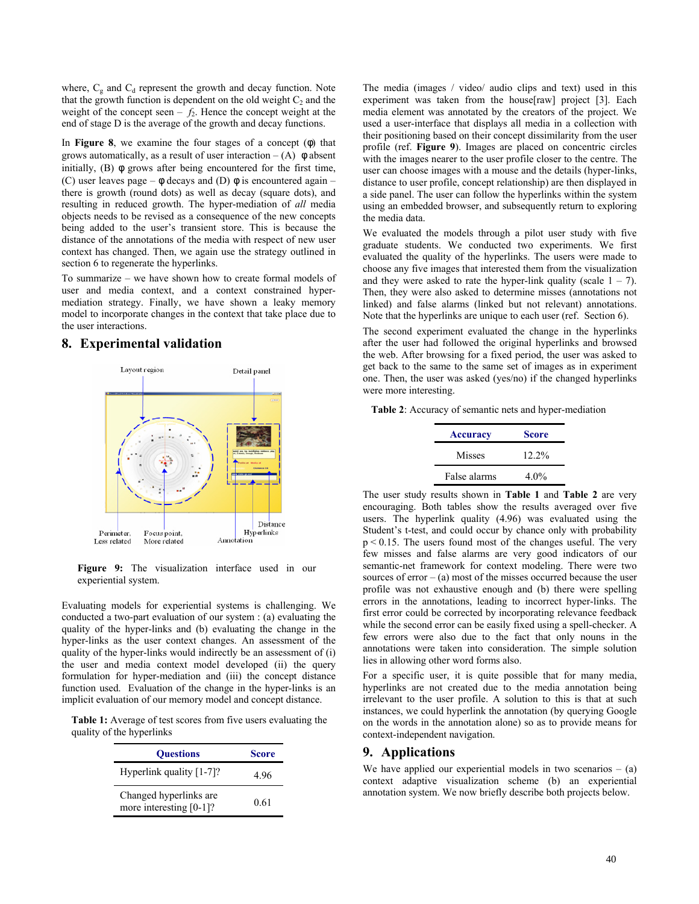where, $C_g$ and $C_d$ represent the growth and decay function. Note that the growth function is dependent on the old weight $C_2$ and the weight of the concept seen – $f_2$. Hence the concept weight at the end of stage D is the average of the growth and decay functions.

In **Figure 8**, we examine the four stages of a concept (φ) that grows automatically, as a result of user interaction – (A) φ absent initially, (B) φ grows after being encountered for the first time, (C) user leaves page – φ decays and (D) φ is encountered again – there is growth (round dots) as well as decay (square dots), and resulting in reduced growth. The hyper-mediation of *all* media objects needs to be revised as a consequence of the new concepts being added to the user's transient store. This is because the distance of the annotations of the media with respect of new user context has changed. Then, we again use the strategy outlined in section 6 to regenerate the hyperlinks.

To summarize – we have shown how to create formal models of user and media context, a context constrained hyper-mediation strategy. Finally, we have shown a leaky memory model to incorporate changes in the context that take place due to the user interactions.

## 8. Experimental validation

**Figure 9:** The visualization interface used in our experiential system.

Evaluating models for experiential systems is challenging. We conducted a two-part evaluation of our system : (a) evaluating the quality of the hyper-links and (b) evaluating the change in the hyper-links as the user context changes. An assessment of the quality of the hyper-links would indirectly be an assessment of (i) the user and media context model developed (ii) the query formulation for hyper-mediation and (iii) the concept distance function used. Evaluation of the change in the hyper-links is an implicit evaluation of our memory model and concept distance.

**Table 1:** Average of test scores from five users evaluating the quality of the hyperlinks

| Questions | Score |
|---|---|
| Hyperlink quality [1-7]? | 4.96 |
| Changed hyperlinks are more interesting [0-1]? | 0.61 |

The media (images / video/ audio clips and text) used in this experiment was taken from the house[raw] project [3]. Each media element was annotated by the creators of the project. We used a user-interface that displays all media in a collection with their positioning based on their concept dissimilarity from the user profile (ref. **Figure 9**). Images are placed on concentric circles with the images nearer to the user profile closer to the centre. The user can choose images with a mouse and the details (hyper-links, distance to user profile, concept relationship) are then displayed in a side panel. The user can follow the hyperlinks within the system using an embedded browser, and subsequently return to exploring the media data.

We evaluated the models through a pilot user study with five graduate students. We conducted two experiments. We first evaluated the quality of the hyperlinks. The users were made to choose any five images that interested them from the visualization and they were asked to rate the hyper-link quality (scale 1 – 7). Then, they were also asked to determine misses (annotations not linked) and false alarms (linked but not relevant) annotations. Note that the hyperlinks are unique to each user (ref. Section 6).

The second experiment evaluated the change in the hyperlinks after the user had followed the original hyperlinks and browsed the web. After browsing for a fixed period, the user was asked to get back to the same to the same set of images as in experiment one. Then, the user was asked (yes/no) if the changed hyperlinks were more interesting.

**Table 2**: Accuracy of semantic nets and hyper-mediation

| Accuracy | Score |
|---|---|
| Misses | 12.2% |
| False alarms | 4.0% |

The user study results shown in **Table 1** and **Table 2** are very encouraging. Both tables show the results averaged over five users. The hyperlink quality (4.96) was evaluated using the Student's t-test, and could occur by chance only with probability $p < 0.15$. The users found most of the changes useful. The very few misses and false alarms are very good indicators of our semantic-net framework for context modeling. There were two sources of error – (a) most of the misses occurred because the user profile was not exhaustive enough and (b) there were spelling errors in the annotations, leading to incorrect hyper-links. The first error could be corrected by incorporating relevance feedback while the second error can be easily fixed using a spell-checker. A few errors were also due to the fact that only nouns in the annotations were taken into consideration. The simple solution lies in allowing other word forms also.

For a specific user, it is quite possible that for many media, hyperlinks are not created due to the media annotation being irrelevant to the user profile. A solution to this is that at such instances, we could hyperlink the annotation (by querying Google on the words in the annotation alone) so as to provide means for context-independent navigation.

## 9. Applications

We have applied our experiential models in two scenarios – (a) context adaptive visualization scheme (b) an experiential annotation system. We now briefly describe both projects below.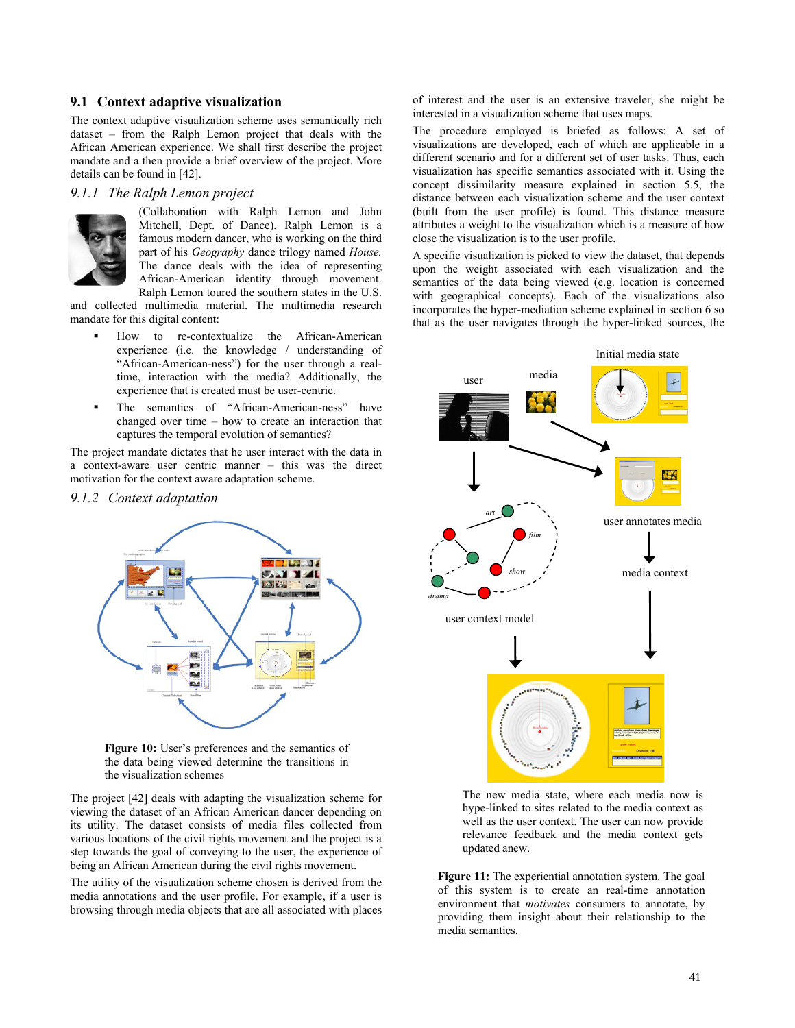## 9.1 Context adaptive visualization

The context adaptive visualization scheme uses semantically rich dataset – from the Ralph Lemon project that deals with the African American experience. We shall first describe the project mandate and a then provide a brief overview of the project. More details can be found in [42].

### *9.1.1 The Ralph Lemon project*

(Collaboration with Ralph Lemon and John Mitchell, Dept. of Dance). Ralph Lemon is a famous modern dancer, who is working on the third part of his *Geography* dance trilogy named *House.* The dance deals with the idea of representing African-American identity through movement. Ralph Lemon toured the southern states in the U.S. and collected multimedia material. The multimedia research mandate for this digital content:

- How to re-contextualize the African-American experience (i.e. the knowledge / understanding of "African-American-ness") for the user through a real-time, interaction with the media? Additionally, the experience that is created must be user-centric.
- The semantics of "African-American-ness" have changed over time – how to create an interaction that captures the temporal evolution of semantics?

The project mandate dictates that he user interact with the data in a context-aware user centric manner – this was the direct motivation for the context aware adaptation scheme.

### *9.1.2 Context adaptation*

**Figure 10:** User's preferences and the semantics of the data being viewed determine the transitions in the visualization schemes

The project [42] deals with adapting the visualization scheme for viewing the dataset of an African American dancer depending on its utility. The dataset consists of media files collected from various locations of the civil rights movement and the project is a step towards the goal of conveying to the user, the experience of being an African American during the civil rights movement.

The utility of the visualization scheme chosen is derived from the media annotations and the user profile. For example, if a user is browsing through media objects that are all associated with places of interest and the user is an extensive traveler, she might be interested in a visualization scheme that uses maps.

The procedure employed is briefed as follows: A set of visualizations are developed, each of which are applicable in a different scenario and for a different set of user tasks. Thus, each visualization has specific semantics associated with it. Using the concept dissimilarity measure explained in section 5.5, the distance between each visualization scheme and the user context (built from the user profile) is found. This distance measure attributes a weight to the visualization which is a measure of how close the visualization is to the user profile.

A specific visualization is picked to view the dataset, that depends upon the weight associated with each visualization and the semantics of the data being viewed (e.g. location is concerned with geographical concepts). Each of the visualizations also incorporates the hyper-mediation scheme explained in section 6 so that as the user navigates through the hyper-linked sources, the

**Figure 11:** The experiential annotation system. The goal of this system is to create an real-time annotation environment that *motivates* consumers to annotate, by providing them insight about their relationship to the media semantics.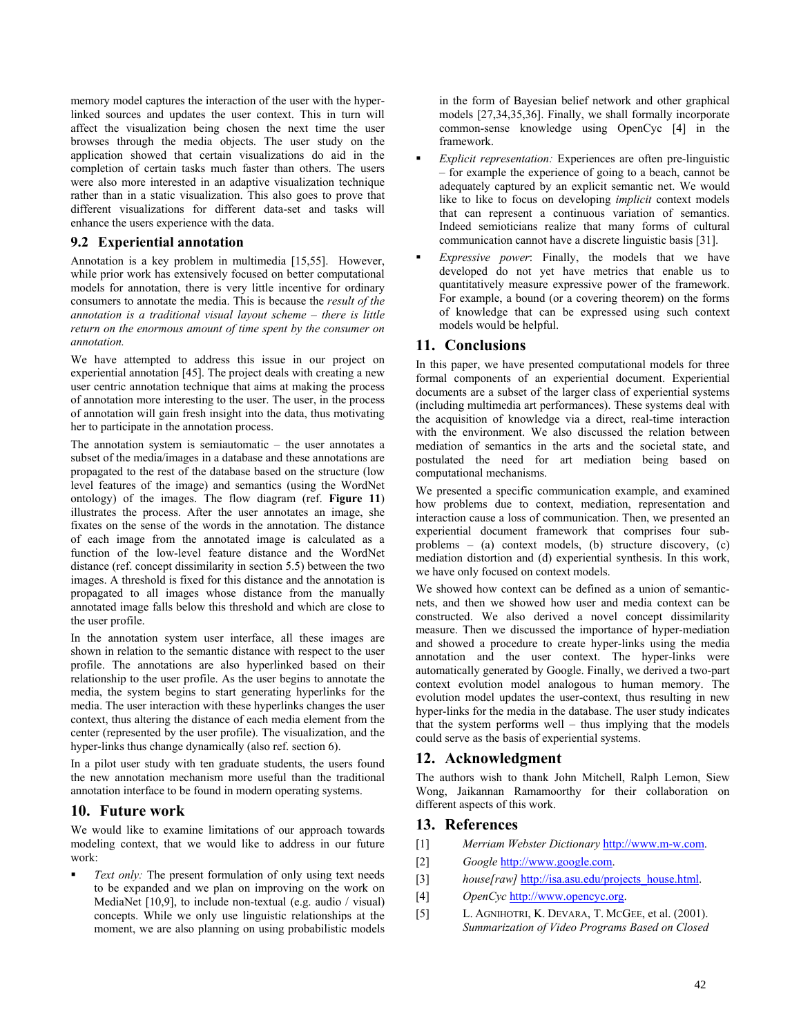memory model captures the interaction of the user with the hyper-linked sources and updates the user context. This in turn will affect the visualization being chosen the next time the user browses through the media objects. The user study on the application showed that certain visualizations do aid in the completion of certain tasks much faster than others. The users were also more interested in an adaptive visualization technique rather than in a static visualization. This also goes to prove that different visualizations for different data-set and tasks will enhance the users experience with the data.

## 9.2 Experiential annotation

Annotation is a key problem in multimedia [15,55]. However, while prior work has extensively focused on better computational models for annotation, there is very little incentive for ordinary consumers to annotate the media. This is because the *result of the annotation is a traditional visual layout scheme – there is little return on the enormous amount of time spent by the consumer on annotation.*

We have attempted to address this issue in our project on experiential annotation [45]. The project deals with creating a new user centric annotation technique that aims at making the process of annotation more interesting to the user. The user, in the process of annotation will gain fresh insight into the data, thus motivating her to participate in the annotation process.

The annotation system is semiautomatic – the user annotates a subset of the media/images in a database and these annotations are propagated to the rest of the database based on the structure (low level features of the image) and semantics (using the WordNet ontology) of the images. The flow diagram (ref. **Figure 11**) illustrates the process. After the user annotates an image, she fixates on the sense of the words in the annotation. The distance of each image from the annotated image is calculated as a function of the low-level feature distance and the WordNet distance (ref. concept dissimilarity in section 5.5) between the two images. A threshold is fixed for this distance and the annotation is propagated to all images whose distance from the manually annotated image falls below this threshold and which are close to the user profile.

In the annotation system user interface, all these images are shown in relation to the semantic distance with respect to the user profile. The annotations are also hyperlinked based on their relationship to the user profile. As the user begins to annotate the media, the system begins to start generating hyperlinks for the media. The user interaction with these hyperlinks changes the user context, thus altering the distance of each media element from the center (represented by the user profile). The visualization, and the hyper-links thus change dynamically (also ref. section 6).

In a pilot user study with ten graduate students, the users found the new annotation mechanism more useful than the traditional annotation interface to be found in modern operating systems.

# 10. Future work

We would like to examine limitations of our approach towards modeling context, that we would like to address in our future work:

- *Text only:* The present formulation of only using text needs to be expanded and we plan on improving on the work on MediaNet [10,9], to include non-textual (e.g. audio / visual) concepts. While we only use linguistic relationships at the moment, we are also planning on using probabilistic models in the form of Bayesian belief network and other graphical models [27,34,35,36]. Finally, we shall formally incorporate common-sense knowledge using OpenCyc [4] in the framework.
- *Explicit representation:* Experiences are often pre-linguistic – for example the experience of going to a beach, cannot be adequately captured by an explicit semantic net. We would like to like to focus on developing *implicit* context models that can represent a continuous variation of semantics. Indeed semioticians realize that many forms of cultural communication cannot have a discrete linguistic basis [31].
- *Expressive power*: Finally, the models that we have developed do not yet have metrics that enable us to quantitatively measure expressive power of the framework. For example, a bound (or a covering theorem) on the forms of knowledge that can be expressed using such context models would be helpful.

# 11. Conclusions

In this paper, we have presented computational models for three formal components of an experiential document. Experiential documents are a subset of the larger class of experiential systems (including multimedia art performances). These systems deal with the acquisition of knowledge via a direct, real-time interaction with the environment. We also discussed the relation between mediation of semantics in the arts and the societal state, and postulated the need for art mediation being based on computational mechanisms.

We presented a specific communication example, and examined how problems due to context, mediation, representation and interaction cause a loss of communication. Then, we presented an experiential document framework that comprises four sub-problems – (a) context models, (b) structure discovery, (c) mediation distortion and (d) experiential synthesis. In this work, we have only focused on context models.

We showed how context can be defined as a union of semantic-nets, and then we showed how user and media context can be constructed. We also derived a novel concept dissimilarity measure. Then we discussed the importance of hyper-mediation and showed a procedure to create hyper-links using the media annotation and the user context. The hyper-links were automatically generated by Google. Finally, we derived a two-part context evolution model analogous to human memory. The evolution model updates the user-context, thus resulting in new hyper-links for the media in the database. The user study indicates that the system performs well – thus implying that the models could serve as the basis of experiential systems.

# 12. Acknowledgment

The authors wish to thank John Mitchell, Ralph Lemon, Siew Wong, Jaikannan Ramamoorthy for their collaboration on different aspects of this work.

# 13. References

[1] *Merriam Webster Dictionary* http://www.m-w.com.

[2] *Google* http://www.google.com.

[3] *house[raw]* http://isa.asu.edu/projects_house.html.

[4] *OpenCyc* http://www.opencyc.org.

[5] L. Agnihotri, K. Devara, T. McGee, et al. (2001). *Summarization of Video Programs Based on Closed*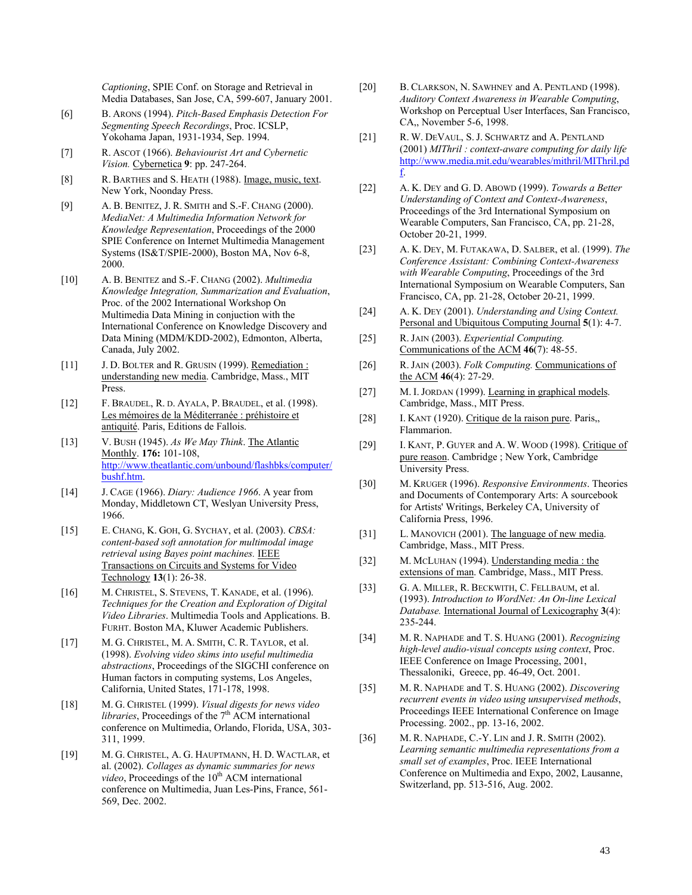*Captioning*, SPIE Conf. on Storage and Retrieval in Media Databases, San Jose, CA, 599-607, January 2001.

[6] B. ARONS (1994). *Pitch-Based Emphasis Detection For Segmenting Speech Recordings*, Proc. ICSLP, Yokohama Japan, 1931-1934, Sep. 1994.

[7] R. ASCOT (1966). *Behaviourist Art and Cybernetic Vision.* Cybernetica **9**: pp. 247-264.

[8] R. BARTHES and S. HEATH (1988). Image, music, text. New York, Noonday Press.

[9] A. B. BENITEZ, J. R. SMITH and S.-F. CHANG (2000). *MediaNet: A Multimedia Information Network for Knowledge Representation*, Proceedings of the 2000 SPIE Conference on Internet Multimedia Management Systems (IS&T/SPIE-2000), Boston MA, Nov 6-8, 2000.

[10] A. B. BENITEZ and S.-F. CHANG (2002). *Multimedia Knowledge Integration, Summarization and Evaluation*, Proc. of the 2002 International Workshop On Multimedia Data Mining in conjuction with the International Conference on Knowledge Discovery and Data Mining (MDM/KDD-2002), Edmonton, Alberta, Canada, July 2002.

[11] J. D. BOLTER and R. GRUSIN (1999). Remediation : understanding new media. Cambridge, Mass., MIT Press.

[12] F. BRAUDEL, R. D. AYALA, P. BRAUDEL, et al. (1998). Les mémoires de la Méditerranée : préhistoire et antiquité. Paris, Editions de Fallois.

[13] V. BUSH (1945). *As We May Think*. The Atlantic Monthly. **176:** 101-108, http://www.theatlantic.com/unbound/flashbks/computer/bushf.htm.

[14] J. CAGE (1966). *Diary: Audience 1966*. A year from Monday, Middletown CT, Weslyan University Press, 1966.

[15] E. CHANG, K. GOH, G. SYCHAY, et al. (2003). *CBSA: content-based soft annotation for multimodal image retrieval using Bayes point machines.* IEEE Transactions on Circuits and Systems for Video Technology **13**(1): 26-38.

[16] M. CHRISTEL, S. STEVENS, T. KANADE, et al. (1996). *Techniques for the Creation and Exploration of Digital Video Libraries*. Multimedia Tools and Applications. B. FURHT. Boston MA, Kluwer Academic Publishers.

[17] M. G. CHRISTEL, M. A. SMITH, C. R. TAYLOR, et al. (1998). *Evolving video skims into useful multimedia abstractions*, Proceedings of the SIGCHI conference on Human factors in computing systems, Los Angeles, California, United States, 171-178, 1998.

[18] M. G. CHRISTEL (1999). *Visual digests for news video libraries*, Proceedings of the 7th ACM international conference on Multimedia, Orlando, Florida, USA, 303-311, 1999.

[19] M. G. CHRISTEL, A. G. HAUPTMANN, H. D. WACTLAR, et al. (2002). *Collages as dynamic summaries for news video*, Proceedings of the 10th ACM international conference on Multimedia, Juan Les-Pins, France, 561-569, Dec. 2002.

[20] B. CLARKSON, N. SAWHNEY and A. PENTLAND (1998). *Auditory Context Awareness in Wearable Computing*, Workshop on Perceptual User Interfaces, San Francisco, CA,, November 5-6, 1998.

[21] R. W. DEVAUL, S. J. SCHWARTZ and A. PENTLAND (2001) *MIThril : context-aware computing for daily life* http://www.media.mit.edu/wearables/mithril/MIThril.pdf.

[22] A. K. DEY and G. D. ABOWD (1999). *Towards a Better Understanding of Context and Context-Awareness*, Proceedings of the 3rd International Symposium on Wearable Computers, San Francisco, CA, pp. 21-28, October 20-21, 1999.

[23] A. K. DEY, M. FUTAKAWA, D. SALBER, et al. (1999). *The Conference Assistant: Combining Context-Awareness with Wearable Computing*, Proceedings of the 3rd International Symposium on Wearable Computers, San Francisco, CA, pp. 21-28, October 20-21, 1999.

[24] A. K. DEY (2001). *Understanding and Using Context.* Personal and Ubiquitous Computing Journal **5**(1): 4-7.

[25] R. JAIN (2003). *Experiential Computing.* Communications of the ACM **46**(7): 48-55.

[26] R. JAIN (2003). *Folk Computing.* Communications of the ACM **46**(4): 27-29.

[27] M. I. JORDAN (1999). Learning in graphical models. Cambridge, Mass., MIT Press.

[28] I. KANT (1920). Critique de la raison pure. Paris,, Flammarion.

[29] I. KANT, P. GUYER and A. W. WOOD (1998). Critique of pure reason. Cambridge ; New York, Cambridge University Press.

[30] M. KRUGER (1996). *Responsive Environments*. Theories and Documents of Contemporary Arts: A sourcebook for Artists' Writings, Berkeley CA, University of California Press, 1996.

[31] L. MANOVICH (2001). The language of new media. Cambridge, Mass., MIT Press.

[32] M. MCLUHAN (1994). Understanding media : the extensions of man. Cambridge, Mass., MIT Press.

[33] G. A. MILLER, R. BECKWITH, C. FELLBAUM, et al. (1993). *Introduction to WordNet: An On-line Lexical Database.* International Journal of Lexicography **3**(4): 235-244.

[34] M. R. NAPHADE and T. S. HUANG (2001). *Recognizing high-level audio-visual concepts using context*, Proc. IEEE Conference on Image Processing, 2001, Thessaloniki, Greece, pp. 46-49, Oct. 2001.

[35] M. R. NAPHADE and T. S. HUANG (2002). *Discovering recurrent events in video using unsupervised methods*, Proceedings IEEE International Conference on Image Processing. 2002., pp. 13-16, 2002.

[36] M. R. NAPHADE, C.-Y. LIN and J. R. SMITH (2002). *Learning semantic multimedia representations from a small set of examples*, Proc. IEEE International Conference on Multimedia and Expo, 2002, Lausanne, Switzerland, pp. 513-516, Aug. 2002.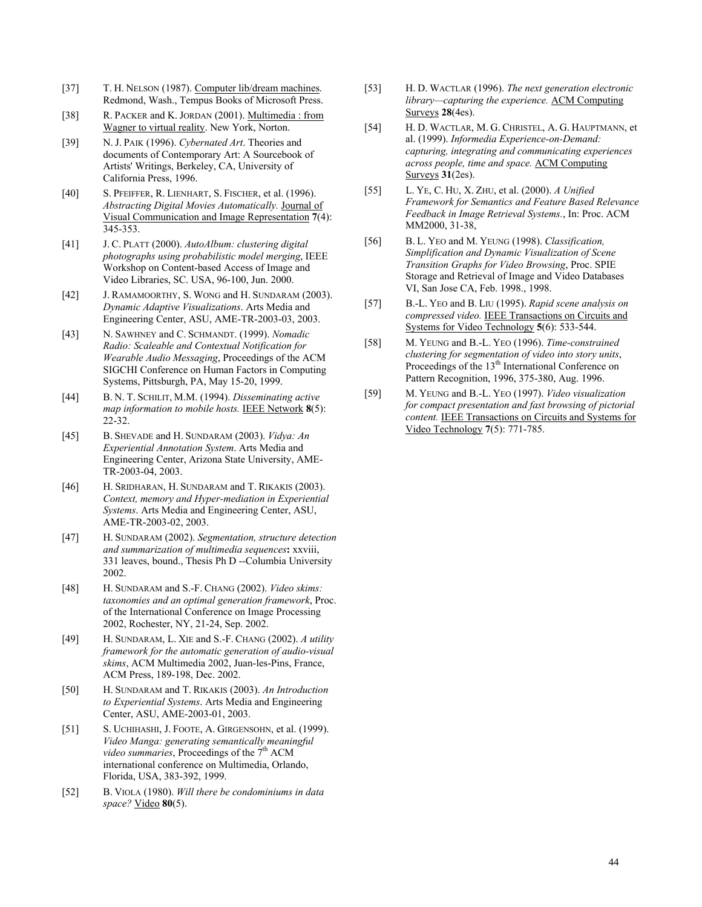[37] T. H. NELSON (1987). Computer lib/dream machines. Redmond, Wash., Tempus Books of Microsoft Press.

[38] R. PACKER and K. JORDAN (2001). Multimedia : from Wagner to virtual reality. New York, Norton.

[39] N. J. PAIK (1996). *Cybernated Art*. Theories and documents of Contemporary Art: A Sourcebook of Artists' Writings, Berkeley, CA, University of California Press, 1996.

[40] S. PFEIFFER, R. LIENHART, S. FISCHER, et al. (1996). *Abstracting Digital Movies Automatically.* Journal of Visual Communication and Image Representation **7**(4): 345-353.

[41] J. C. PLATT (2000). *AutoAlbum: clustering digital photographs using probabilistic model merging*, IEEE Workshop on Content-based Access of Image and Video Libraries, SC. USA, 96-100, Jun. 2000.

[42] J. RAMAMOORTHY, S. WONG and H. SUNDARAM (2003). *Dynamic Adaptive Visualizations*. Arts Media and Engineering Center, ASU, AME-TR-2003-03, 2003.

[43] N. SAWHNEY and C. SCHMANDT. (1999). *Nomadic Radio: Scaleable and Contextual Notification for Wearable Audio Messaging*, Proceedings of the ACM SIGCHI Conference on Human Factors in Computing Systems, Pittsburgh, PA, May 15-20, 1999.

[44] B. N. T. SCHILIT, M.M. (1994). *Disseminating active map information to mobile hosts.* IEEE Network **8**(5): 22-32.

[45] B. SHEVADE and H. SUNDARAM (2003). *Vidya: An Experiential Annotation System*. Arts Media and Engineering Center, Arizona State University, AME-TR-2003-04, 2003.

[46] H. SRIDHARAN, H. SUNDARAM and T. RIKAKIS (2003). *Context, memory and Hyper-mediation in Experiential Systems*. Arts Media and Engineering Center, ASU, AME-TR-2003-02, 2003.

[47] H. SUNDARAM (2002). *Segmentation, structure detection and summarization of multimedia sequences***:** xxviii, 331 leaves, bound., Thesis Ph D --Columbia University 2002.

[48] H. SUNDARAM and S.-F. CHANG (2002). *Video skims: taxonomies and an optimal generation framework*, Proc. of the International Conference on Image Processing 2002, Rochester, NY, 21-24, Sep. 2002.

[49] H. SUNDARAM, L. XIE and S.-F. CHANG (2002). *A utility framework for the automatic generation of audio-visual skims*, ACM Multimedia 2002, Juan-les-Pins, France, ACM Press, 189-198, Dec. 2002.

[50] H. SUNDARAM and T. RIKAKIS (2003). *An Introduction to Experiential Systems*. Arts Media and Engineering Center, ASU, AME-2003-01, 2003.

[51] S. UCHIHASHI, J. FOOTE, A. GIRGENSOHN, et al. (1999). *Video Manga: generating semantically meaningful video summaries*, Proceedings of the 7th ACM international conference on Multimedia, Orlando, Florida, USA, 383-392, 1999.

[52] B. VIOLA (1980). *Will there be condominiums in data space?* Video **80**(5).

[53] H. D. WACTLAR (1996). *The next generation electronic library—capturing the experience.* ACM Computing Surveys **28**(4es).

[54] H. D. WACTLAR, M. G. CHRISTEL, A. G. HAUPTMANN, et al. (1999). *Informedia Experience-on-Demand: capturing, integrating and communicating experiences across people, time and space.* ACM Computing Surveys **31**(2es).

[55] L. YE, C. HU, X. ZHU, et al. (2000). *A Unified Framework for Semantics and Feature Based Relevance Feedback in Image Retrieval Systems.*, In: Proc. ACM MM2000, 31-38,

[56] B. L. YEO and M. YEUNG (1998). *Classification, Simplification and Dynamic Visualization of Scene Transition Graphs for Video Browsing*, Proc. SPIE Storage and Retrieval of Image and Video Databases VI, San Jose CA, Feb. 1998., 1998.

[57] B.-L. YEO and B. LIU (1995). *Rapid scene analysis on compressed video.* IEEE Transactions on Circuits and Systems for Video Technology **5**(6): 533-544.

[58] M. YEUNG and B.-L. YEO (1996). *Time-constrained clustering for segmentation of video into story units*, Proceedings of the 13th International Conference on Pattern Recognition, 1996, 375-380, Aug. 1996.

[59] M. YEUNG and B.-L. YEO (1997). *Video visualization for compact presentation and fast browsing of pictorial content.* IEEE Transactions on Circuits and Systems for Video Technology **7**(5): 771-785.